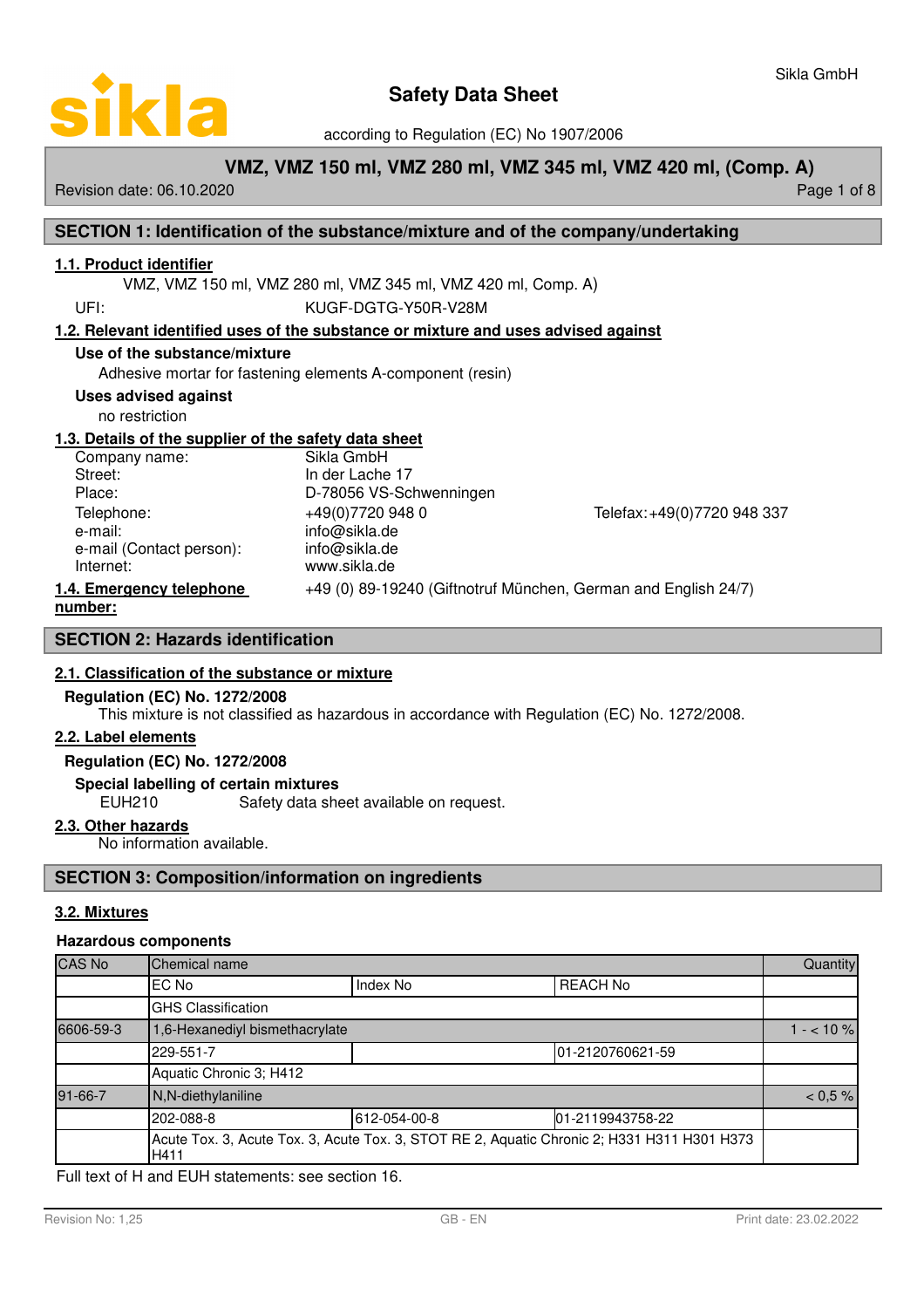# Safety Data Sheet

according to Regulation (EC) No 1907/2006

**VMZ, VMZ 150 ml, VMZ 280 ml, VMZ 345 ml, VMZ 420 ml, (Comp. A)**

Revision date: 06.10.2020

## SECTION 1: Identification of the substance/mixture and of the company/undertaking

### 1.1. Product identifier

VMZ, VMZ 150 ml, VMZ 280 ml, VMZ 345 ml, VMZ 420 ml, Comp. A)

UFI: KUGF-DGTG-Y50R-V28M

### 1.2. Relevant identified uses of the substance or mixture and uses advised against

**Use of the substance/mixture**

Adhesive mortar for fastening elements A-component (resin)

**Uses advised against**

no restriction

### 1.3. Details of the supplier of the safety data sheet

Company name: Sikla GmbH
Street: In der Lache 17
Place: D-78056 VS-Schwenningen
Telephone: +49(0)7720 948 0 Telefax: +49(0)7720 948 337
e-mail: info@sikla.de
e-mail (Contact person): info@sikla.de
Internet: www.sikla.de

### 1.4. Emergency telephone number:

+49 (0) 89-19240 (Giftnotruf München, German and English 24/7)

## SECTION 2: Hazards identification

### 2.1. Classification of the substance or mixture

**Regulation (EC) No. 1272/2008**

This mixture is not classified as hazardous in accordance with Regulation (EC) No. 1272/2008.

### 2.2. Label elements

**Regulation (EC) No. 1272/2008**

**Special labelling of certain mixtures**

EUH210 Safety data sheet available on request.

### 2.3. Other hazards

No information available.

## SECTION 3: Composition/information on ingredients

### 3.2. Mixtures

**Hazardous components**

| CAS No | Chemical name | | | Quantity |
|---|---|---|---|---|
| | EC No | Index No | REACH No | |
| | GHS Classification | | | |
| 6606-59-3 | 1,6-Hexanediyl bismethacrylate | | | 1 - < 10 % |
| | 229-551-7 | | 01-2120760621-59 | |
| | Aquatic Chronic 3; H412 | | | |
| 91-66-7 | N,N-diethylaniline | | | < 0,5 % |
| | 202-088-8 | 612-054-00-8 | 01-2119943758-22 | |
| | Acute Tox. 3, Acute Tox. 3, Acute Tox. 3, STOT RE 2, Aquatic Chronic 2; H331 H311 H301 H373 H411 | | | |

Full text of H and EUH statements: see section 16.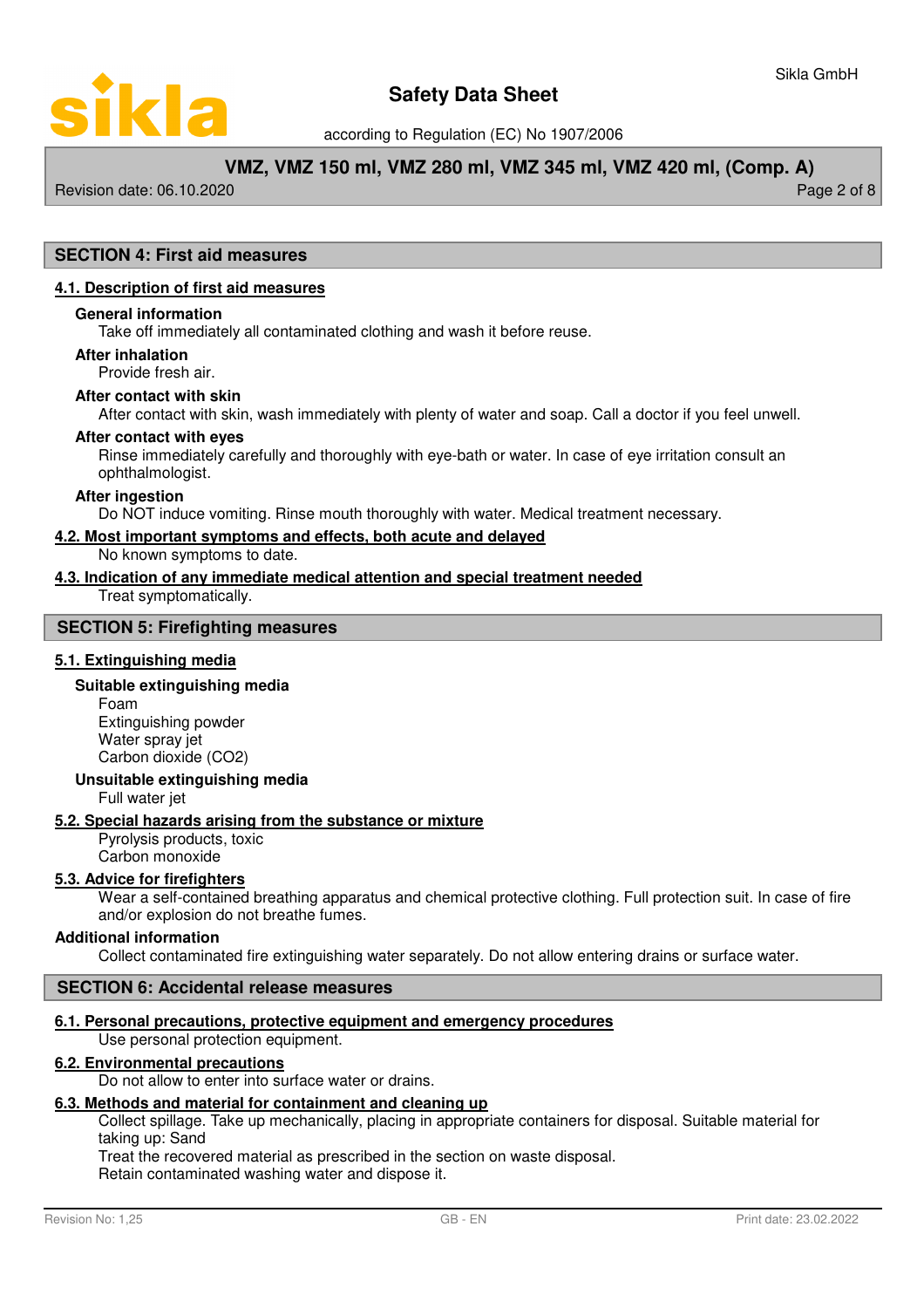## SECTION 4: First aid measures

### 4.1. Description of first aid measures

**General information**

Take off immediately all contaminated clothing and wash it before reuse.

**After inhalation**

Provide fresh air.

**After contact with skin**

After contact with skin, wash immediately with plenty of water and soap. Call a doctor if you feel unwell.

**After contact with eyes**

Rinse immediately carefully and thoroughly with eye-bath or water. In case of eye irritation consult an ophthalmologist.

**After ingestion**

Do NOT induce vomiting. Rinse mouth thoroughly with water. Medical treatment necessary.

### 4.2. Most important symptoms and effects, both acute and delayed

No known symptoms to date.

### 4.3. Indication of any immediate medical attention and special treatment needed

Treat symptomatically.

## SECTION 5: Firefighting measures

### 5.1. Extinguishing media

**Suitable extinguishing media**

Foam
Extinguishing powder
Water spray jet
Carbon dioxide ($CO_2$)

**Unsuitable extinguishing media**

Full water jet

### 5.2. Special hazards arising from the substance or mixture

Pyrolysis products, toxic
Carbon monoxide

### 5.3. Advice for firefighters

Wear a self-contained breathing apparatus and chemical protective clothing. Full protection suit. In case of fire and/or explosion do not breathe fumes.

**Additional information**

Collect contaminated fire extinguishing water separately. Do not allow entering drains or surface water.

## SECTION 6: Accidental release measures

### 6.1. Personal precautions, protective equipment and emergency procedures

Use personal protection equipment.

### 6.2. Environmental precautions

Do not allow to enter into surface water or drains.

### 6.3. Methods and material for containment and cleaning up

Collect spillage. Take up mechanically, placing in appropriate containers for disposal. Suitable material for taking up: Sand
Treat the recovered material as prescribed in the section on waste disposal.
Retain contaminated washing water and dispose it.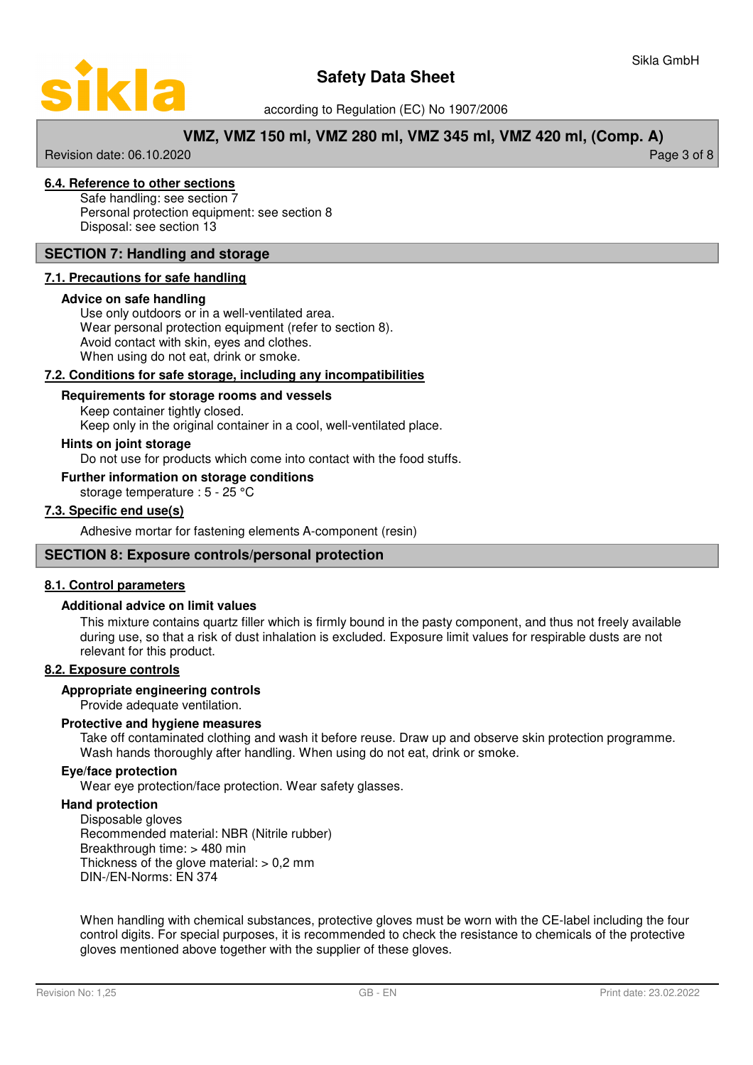### 6.4. Reference to other sections

Safe handling: see section 7
Personal protection equipment: see section 8
Disposal: see section 13

## SECTION 7: Handling and storage

### 7.1. Precautions for safe handling

**Advice on safe handling**

Use only outdoors or in a well-ventilated area.
Wear personal protection equipment (refer to section 8).
Avoid contact with skin, eyes and clothes.
When using do not eat, drink or smoke.

### 7.2. Conditions for safe storage, including any incompatibilities

**Requirements for storage rooms and vessels**

Keep container tightly closed.
Keep only in the original container in a cool, well-ventilated place.

**Hints on joint storage**

Do not use for products which come into contact with the food stuffs.

**Further information on storage conditions**

storage temperature : 5 - 25 °C

### 7.3. Specific end use(s)

Adhesive mortar for fastening elements A-component (resin)

## SECTION 8: Exposure controls/personal protection

### 8.1. Control parameters

**Additional advice on limit values**

This mixture contains quartz filler which is firmly bound in the pasty component, and thus not freely available during use, so that a risk of dust inhalation is excluded. Exposure limit values for respirable dusts are not relevant for this product.

### 8.2. Exposure controls

**Appropriate engineering controls**

Provide adequate ventilation.

**Protective and hygiene measures**

Take off contaminated clothing and wash it before reuse. Draw up and observe skin protection programme. Wash hands thoroughly after handling. When using do not eat, drink or smoke.

**Eye/face protection**

Wear eye protection/face protection. Wear safety glasses.

**Hand protection**

Disposable gloves
Recommended material: NBR (Nitrile rubber)
Breakthrough time: > 480 min
Thickness of the glove material: > 0,2 mm
DIN-/EN-Norms: EN 374

When handling with chemical substances, protective gloves must be worn with the CE-label including the four control digits. For special purposes, it is recommended to check the resistance to chemicals of the protective gloves mentioned above together with the supplier of these gloves.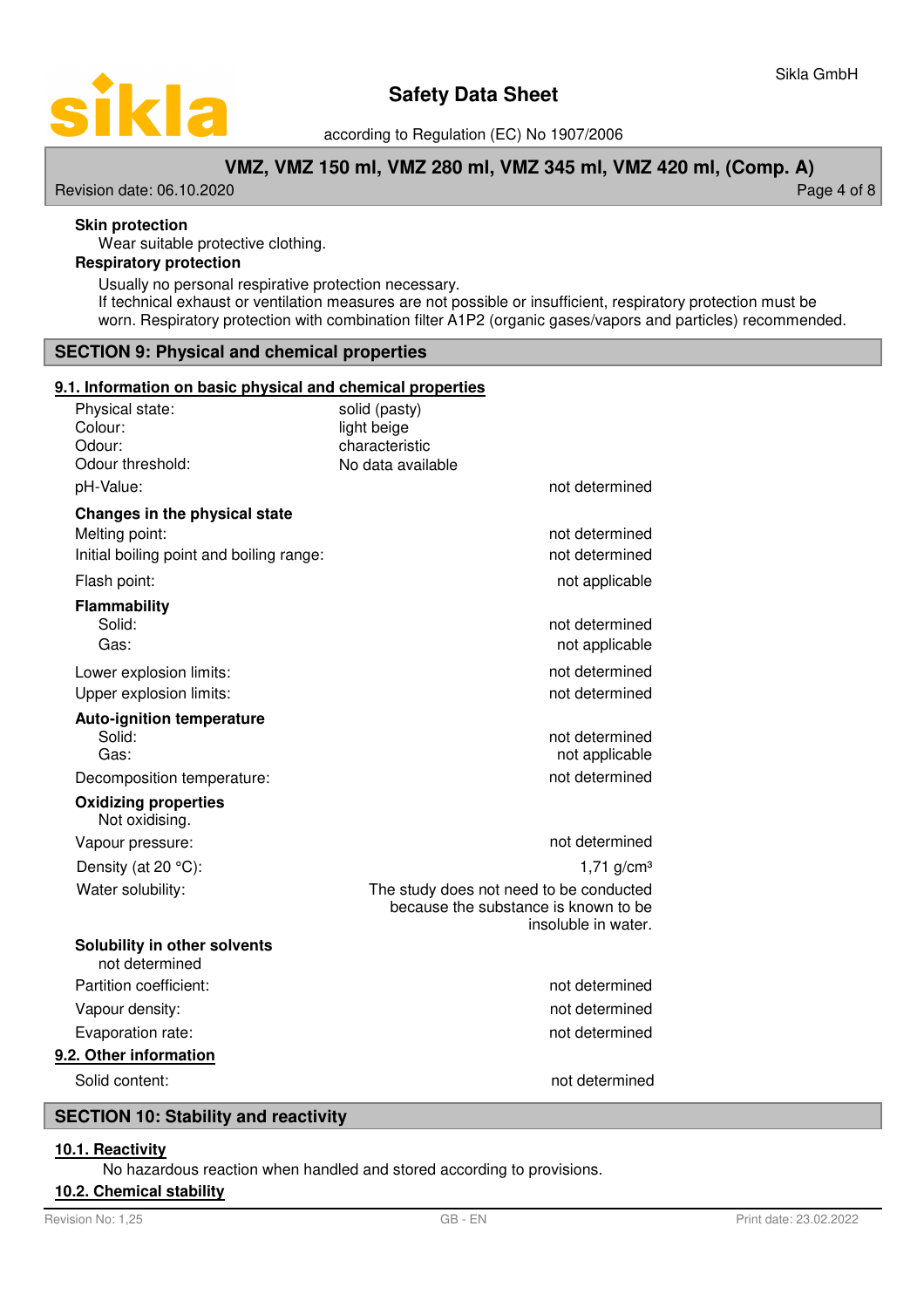**Skin protection**

Wear suitable protective clothing.

**Respiratory protection**

Usually no personal respirative protection necessary.
If technical exhaust or ventilation measures are not possible or insufficient, respiratory protection must be worn. Respiratory protection with combination filter A1P2 (organic gases/vapors and particles) recommended.

## SECTION 9: Physical and chemical properties

### 9.1. Information on basic physical and chemical properties

| | |
|---|---|
| Physical state: | solid (pasty) |
| Colour: | light beige |
| Odour: | characteristic |
| Odour threshold: | No data available |
| pH-Value: | not determined |

**Changes in the physical state**

| | |
|---|---|
| Melting point: | not determined |
| Initial boiling point and boiling range: | not determined |
| Flash point: | not applicable |

**Flammability**

| | |
|---|---|
| Solid: | not determined |
| Gas: | not applicable |
| Lower explosion limits: | not determined |
| Upper explosion limits: | not determined |

**Auto-ignition temperature**

| | |
|---|---|
| Solid: | not determined |
| Gas: | not applicable |
| Decomposition temperature: | not determined |

**Oxidizing properties**

Not oxidising.

| | |
|---|---|
| Vapour pressure: | not determined |
| Density (at 20 °C): | 1,71 g/cm³ |
| Water solubility: | The study does not need to be conducted because the substance is known to be insoluble in water. |

**Solubility in other solvents**

not determined

| | |
|---|---|
| Partition coefficient: | not determined |
| Vapour density: | not determined |
| Evaporation rate: | not determined |

### 9.2. Other information

| | |
|---|---|
| Solid content: | not determined |

## SECTION 10: Stability and reactivity

### 10.1. Reactivity

No hazardous reaction when handled and stored according to provisions.

### 10.2. Chemical stability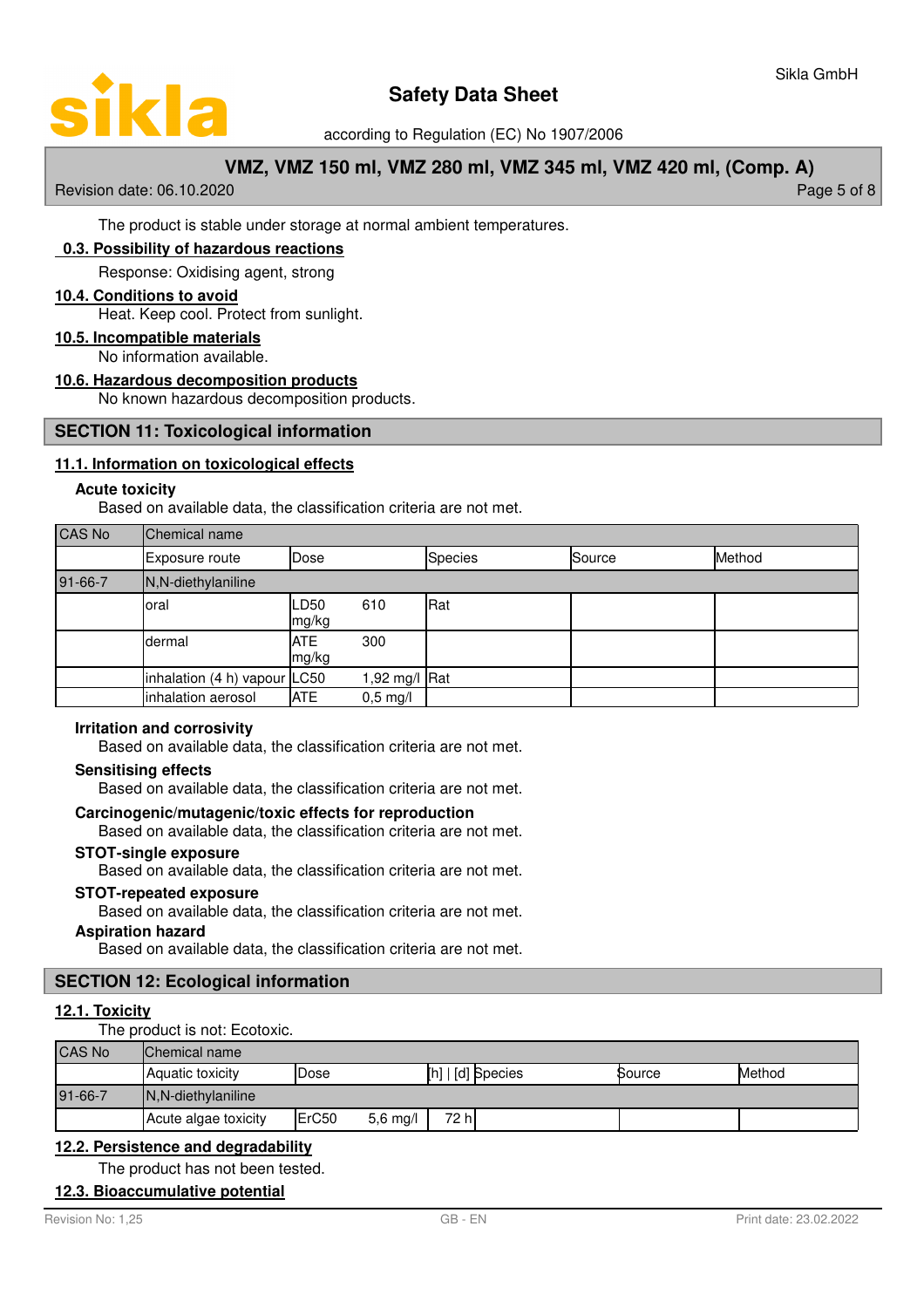The product is stable under storage at normal ambient temperatures.

### 0.3. Possibility of hazardous reactions

Response: Oxidising agent, strong

### 10.4. Conditions to avoid

Heat. Keep cool. Protect from sunlight.

### 10.5. Incompatible materials

No information available.

### 10.6. Hazardous decomposition products

No known hazardous decomposition products.

## SECTION 11: Toxicological information

### 11.1. Information on toxicological effects

**Acute toxicity**

Based on available data, the classification criteria are not met.

| CAS No | Chemical name | | | | | |
|---|---|---|---|---|---|---|
| | Exposure route | Dose | | Species | Source | Method |
| 91-66-7 | N,N-diethylaniline | | | | | |
| | oral | LD50 mg/kg | 610 | Rat | | |
| | dermal | ATE mg/kg | 300 | | | |
| | inhalation (4 h) vapour | LC50 | 1,92 mg/l | Rat | | |
| | inhalation aerosol | ATE | 0,5 mg/l | | | |

**Irritation and corrosivity**

Based on available data, the classification criteria are not met.

**Sensitising effects**

Based on available data, the classification criteria are not met.

**Carcinogenic/mutagenic/toxic effects for reproduction**

Based on available data, the classification criteria are not met.

**STOT-single exposure**

Based on available data, the classification criteria are not met.

**STOT-repeated exposure**

Based on available data, the classification criteria are not met.

**Aspiration hazard**

Based on available data, the classification criteria are not met.

## SECTION 12: Ecological information

### 12.1. Toxicity

The product is not: Ecotoxic.

| CAS No | Chemical name | | | | | | |
|---|---|---|---|---|---|---|---|
| | Aquatic toxicity | Dose | | [h] \| [d] | Species | Source | Method |
| 91-66-7 | N,N-diethylaniline | | | | | | |
| | Acute algae toxicity | ErC50 | 5,6 mg/l | 72 h | | | |

### 12.2. Persistence and degradability

The product has not been tested.

### 12.3. Bioaccumulative potential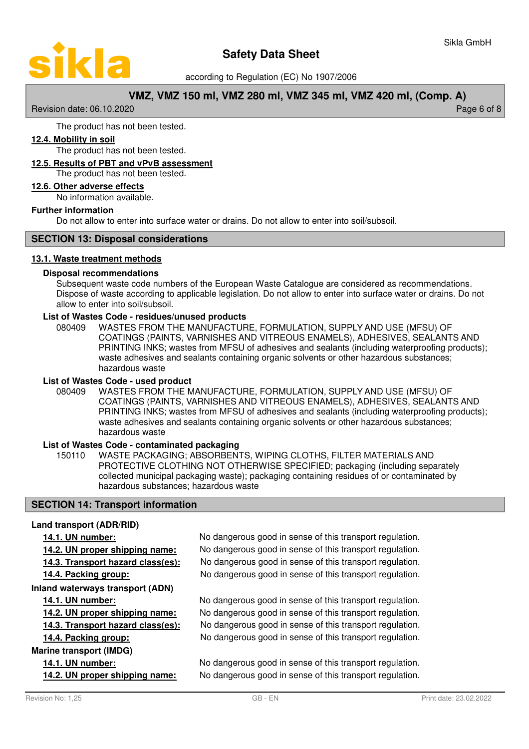The product has not been tested.

**12.4. Mobility in soil**

The product has not been tested.

**12.5. Results of PBT and vPvB assessment**

The product has not been tested.

**12.6. Other adverse effects**

No information available.

**Further information**

Do not allow to enter into surface water or drains. Do not allow to enter into soil/subsoil.

## SECTION 13: Disposal considerations

**13.1. Waste treatment methods**

**Disposal recommendations**

Subsequent waste code numbers of the European Waste Catalogue are considered as recommendations. Dispose of waste according to applicable legislation. Do not allow to enter into surface water or drains. Do not allow to enter into soil/subsoil.

**List of Wastes Code - residues/unused products**

080409 WASTES FROM THE MANUFACTURE, FORMULATION, SUPPLY AND USE (MFSU) OF COATINGS (PAINTS, VARNISHES AND VITREOUS ENAMELS), ADHESIVES, SEALANTS AND PRINTING INKS; wastes from MFSU of adhesives and sealants (including waterproofing products); waste adhesives and sealants containing organic solvents or other hazardous substances; hazardous waste

**List of Wastes Code - used product**

080409 WASTES FROM THE MANUFACTURE, FORMULATION, SUPPLY AND USE (MFSU) OF COATINGS (PAINTS, VARNISHES AND VITREOUS ENAMELS), ADHESIVES, SEALANTS AND PRINTING INKS; wastes from MFSU of adhesives and sealants (including waterproofing products); waste adhesives and sealants containing organic solvents or other hazardous substances; hazardous waste

**List of Wastes Code - contaminated packaging**

150110 WASTE PACKAGING; ABSORBENTS, WIPING CLOTHS, FILTER MATERIALS AND PROTECTIVE CLOTHING NOT OTHERWISE SPECIFIED; packaging (including separately collected municipal packaging waste); packaging containing residues of or contaminated by hazardous substances; hazardous waste

## SECTION 14: Transport information

**Land transport (ADR/RID)**

| | |
|---|---|
| **14.1. UN number:** | No dangerous good in sense of this transport regulation. |
| **14.2. UN proper shipping name:** | No dangerous good in sense of this transport regulation. |
| **14.3. Transport hazard class(es):** | No dangerous good in sense of this transport regulation. |
| **14.4. Packing group:** | No dangerous good in sense of this transport regulation. |

**Inland waterways transport (ADN)**

| | |
|---|---|
| **14.1. UN number:** | No dangerous good in sense of this transport regulation. |
| **14.2. UN proper shipping name:** | No dangerous good in sense of this transport regulation. |
| **14.3. Transport hazard class(es):** | No dangerous good in sense of this transport regulation. |
| **14.4. Packing group:** | No dangerous good in sense of this transport regulation. |

**Marine transport (IMDG)**

| | |
|---|---|
| **14.1. UN number:** | No dangerous good in sense of this transport regulation. |
| **14.2. UN proper shipping name:** | No dangerous good in sense of this transport regulation. |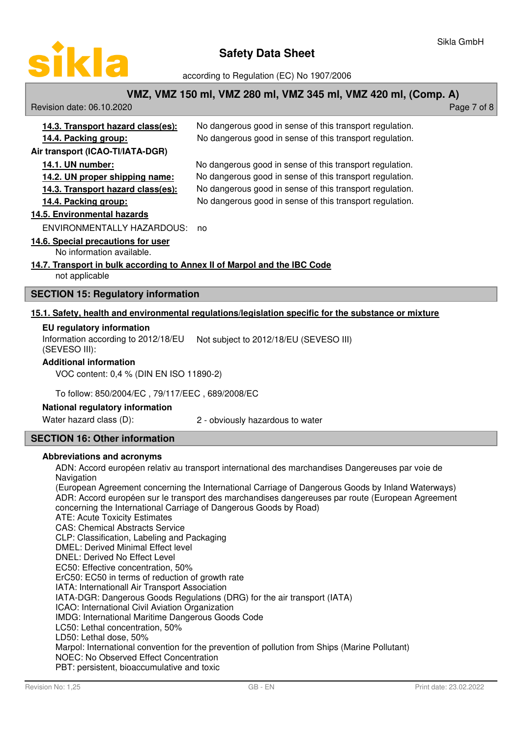**14.3. Transport hazard class(es):** No dangerous good in sense of this transport regulation.

**14.4. Packing group:** No dangerous good in sense of this transport regulation.

**Air transport (ICAO-TI/IATA-DGR)**

**14.1. UN number:** No dangerous good in sense of this transport regulation.

**14.2. UN proper shipping name:** No dangerous good in sense of this transport regulation.

**14.3. Transport hazard class(es):** No dangerous good in sense of this transport regulation.

**14.4. Packing group:** No dangerous good in sense of this transport regulation.

**14.5. Environmental hazards**

ENVIRONMENTALLY HAZARDOUS: no

**14.6. Special precautions for user**

No information available.

**14.7. Transport in bulk according to Annex II of Marpol and the IBC Code**

not applicable

## SECTION 15: Regulatory information

**15.1. Safety, health and environmental regulations/legislation specific for the substance or mixture**

**EU regulatory information**

Information according to 2012/18/EU (SEVESO III): Not subject to 2012/18/EU (SEVESO III)

**Additional information**

VOC content: 0,4 % (DIN EN ISO 11890-2)

To follow: 850/2004/EC , 79/117/EEC , 689/2008/EC

**National regulatory information**

Water hazard class (D): 2 - obviously hazardous to water

## SECTION 16: Other information

**Abbreviations and acronyms**

ADN: Accord européen relativ au transport international des marchandises Dangereuses par voie de Navigation
(European Agreement concerning the International Carriage of Dangerous Goods by Inland Waterways)
ADR: Accord européen sur le transport des marchandises dangereuses par route (European Agreement concerning the International Carriage of Dangerous Goods by Road)
ATE: Acute Toxicity Estimates
CAS: Chemical Abstracts Service
CLP: Classification, Labeling and Packaging
DMEL: Derived Minimal Effect level
DNEL: Derived No Effect Level
EC50: Effective concentration, 50%
ErC50: EC50 in terms of reduction of growth rate
IATA: Internationall Air Transport Association
IATA-DGR: Dangerous Goods Regulations (DRG) for the air transport (IATA)
ICAO: International Civil Aviation Organization
IMDG: International Maritime Dangerous Goods Code
LC50: Lethal concentration, 50%
LD50: Lethal dose, 50%
Marpol: International convention for the prevention of pollution from Ships (Marine Pollutant)
NOEC: No Observed Effect Concentration
PBT: persistent, bioaccumulative and toxic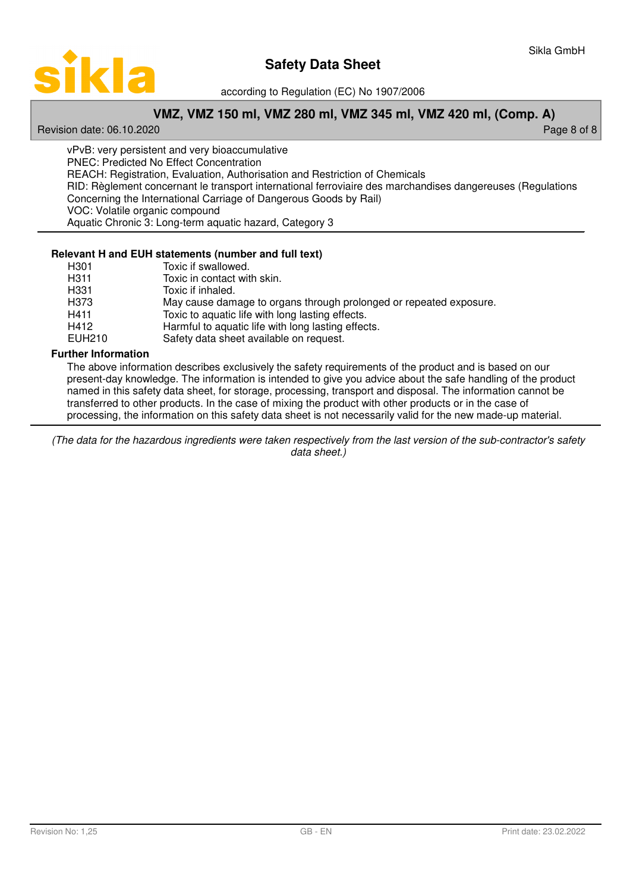vPvB: very persistent and very bioaccumulative
PNEC: Predicted No Effect Concentration
REACH: Registration, Evaluation, Authorisation and Restriction of Chemicals
RID: Règlement concernant le transport international ferroviaire des marchandises dangereuses (Regulations Concerning the International Carriage of Dangerous Goods by Rail)
VOC: Volatile organic compound
Aquatic Chronic 3: Long-term aquatic hazard, Category 3

**Relevant H and EUH statements (number and full text)**

| | |
|---|---|
| H301 | Toxic if swallowed. |
| H311 | Toxic in contact with skin. |
| H331 | Toxic if inhaled. |
| H373 | May cause damage to organs through prolonged or repeated exposure. |
| H411 | Toxic to aquatic life with long lasting effects. |
| H412 | Harmful to aquatic life with long lasting effects. |
| EUH210 | Safety data sheet available on request. |

**Further Information**

The above information describes exclusively the safety requirements of the product and is based on our present-day knowledge. The information is intended to give you advice about the safe handling of the product named in this safety data sheet, for storage, processing, transport and disposal. The information cannot be transferred to other products. In the case of mixing the product with other products or in the case of processing, the information on this safety data sheet is not necessarily valid for the new made-up material.

*(The data for the hazardous ingredients were taken respectively from the last version of the sub-contractor's safety data sheet.)*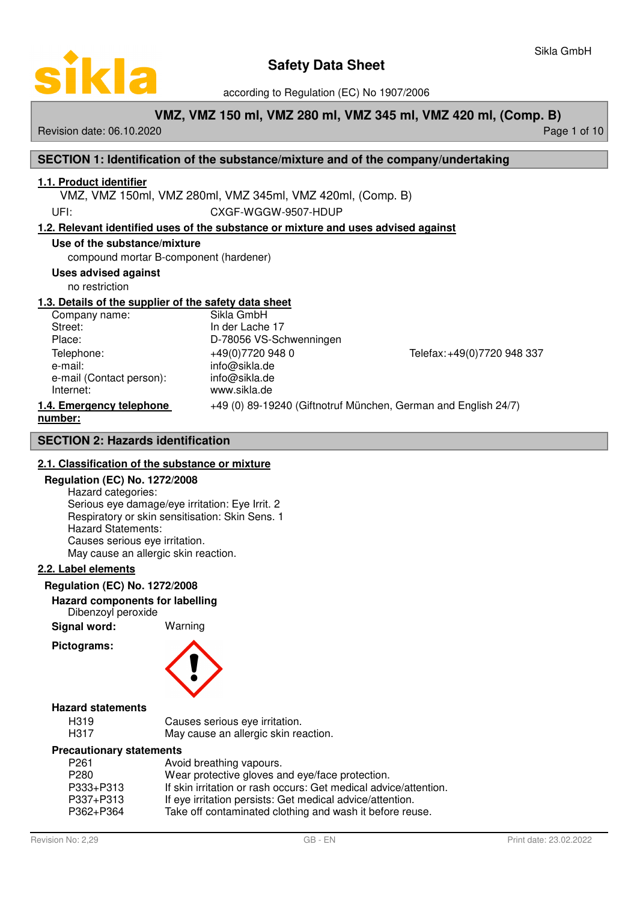# Safety Data Sheet

according to Regulation (EC) No 1907/2006

**VMZ, VMZ 150 ml, VMZ 280 ml, VMZ 345 ml, VMZ 420 ml, (Comp. B)**

Revision date: 06.10.2020

## SECTION 1: Identification of the substance/mixture and of the company/undertaking

### 1.1. Product identifier

VMZ, VMZ 150ml, VMZ 280ml, VMZ 345ml, VMZ 420ml, (Comp. B)

UFI: CXGF-WGGW-9507-HDUP

### 1.2. Relevant identified uses of the substance or mixture and uses advised against

**Use of the substance/mixture**

compound mortar B-component (hardener)

**Uses advised against**

no restriction

### 1.3. Details of the supplier of the safety data sheet

| | | |
|---|---|---|
| Company name: | Sikla GmbH | |
| Street: | In der Lache 17 | |
| Place: | D-78056 VS-Schwenningen | |
| Telephone: | +49(0)7720 948 0 | Telefax: +49(0)7720 948 337 |
| e-mail: | info@sikla.de | |
| e-mail (Contact person): | info@sikla.de | |
| Internet: | www.sikla.de | |

### 1.4. Emergency telephone number:

+49 (0) 89-19240 (Giftnotruf München, German and English 24/7)

## SECTION 2: Hazards identification

### 2.1. Classification of the substance or mixture

**Regulation (EC) No. 1272/2008**

Hazard categories:
Serious eye damage/eye irritation: Eye Irrit. 2
Respiratory or skin sensitisation: Skin Sens. 1
Hazard Statements:
Causes serious eye irritation.
May cause an allergic skin reaction.

### 2.2. Label elements

**Regulation (EC) No. 1272/2008**

**Hazard components for labelling**

Dibenzoyl peroxide

**Signal word:** Warning

**Pictograms:**

**Hazard statements**

| | |
|---|---|
| H319 | Causes serious eye irritation. |
| H317 | May cause an allergic skin reaction. |

**Precautionary statements**

| | |
|---|---|
| P261 | Avoid breathing vapours. |
| P280 | Wear protective gloves and eye/face protection. |
| P333+P313 | If skin irritation or rash occurs: Get medical advice/attention. |
| P337+P313 | If eye irritation persists: Get medical advice/attention. |
| P362+P364 | Take off contaminated clothing and wash it before reuse. |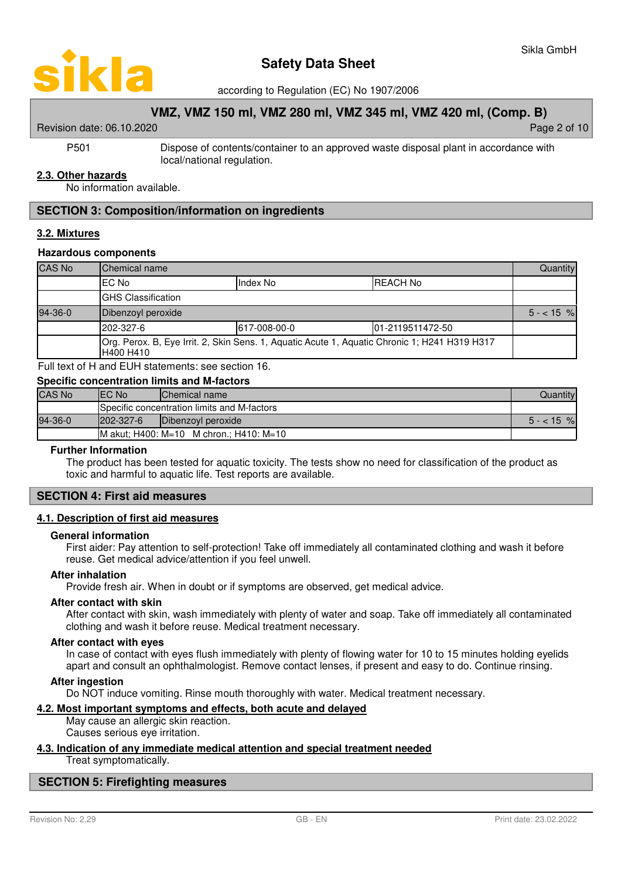| P501 | Dispose of contents/container to an approved waste disposal plant in accordance with local/national regulation. |
|---|---|

### 2.3. Other hazards

No information available.

## SECTION 3: Composition/information on ingredients

### 3.2. Mixtures

**Hazardous components**

| CAS No | Chemical name | | | Quantity |
|---|---|---|---|---|
| | EC No | Index No | REACH No | |
| | GHS Classification | | | |
| 94-36-0 | Dibenzoyl peroxide | | | 5 - < 15 % |
| | 202-327-6 | 617-008-00-0 | 01-2119511472-50 | |
| | Org. Perox. B, Eye Irrit. 2, Skin Sens. 1, Aquatic Acute 1, Aquatic Chronic 1; H241 H319 H317 H400 H410 | | | |

Full text of H and EUH statements: see section 16.

**Specific concentration limits and M-factors**

| CAS No | EC No | Chemical name | Quantity |
|---|---|---|---|
| | Specific concentration limits and M-factors | | |
| 94-36-0 | 202-327-6 | Dibenzoyl peroxide | 5 - < 15 % |
| | M akut; H400: M=10 M chron.; H410: M=10 | | |

**Further Information**

The product has been tested for aquatic toxicity. The tests show no need for classification of the product as toxic and harmful to aquatic life. Test reports are available.

## SECTION 4: First aid measures

### 4.1. Description of first aid measures

**General information**

First aider: Pay attention to self-protection! Take off immediately all contaminated clothing and wash it before reuse. Get medical advice/attention if you feel unwell.

**After inhalation**

Provide fresh air. When in doubt or if symptoms are observed, get medical advice.

**After contact with skin**

After contact with skin, wash immediately with plenty of water and soap. Take off immediately all contaminated clothing and wash it before reuse. Medical treatment necessary.

**After contact with eyes**

In case of contact with eyes flush immediately with plenty of flowing water for 10 to 15 minutes holding eyelids apart and consult an ophthalmologist. Remove contact lenses, if present and easy to do. Continue rinsing.

**After ingestion**

Do NOT induce vomiting. Rinse mouth thoroughly with water. Medical treatment necessary.

### 4.2. Most important symptoms and effects, both acute and delayed

May cause an allergic skin reaction.
Causes serious eye irritation.

### 4.3. Indication of any immediate medical attention and special treatment needed

Treat symptomatically.

## SECTION 5: Firefighting measures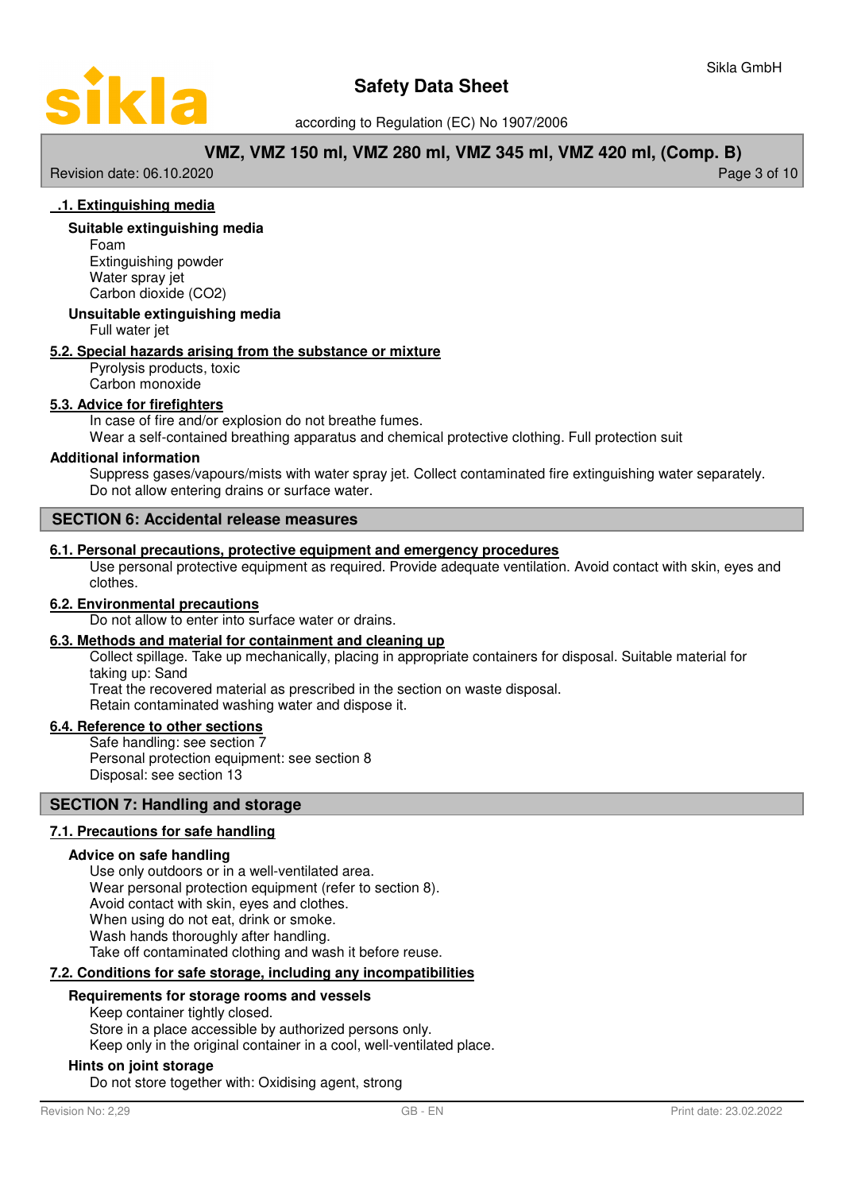### .1. Extinguishing media

**Suitable extinguishing media**

Foam
Extinguishing powder
Water spray jet
Carbon dioxide (CO2)

**Unsuitable extinguishing media**

Full water jet

### 5.2. Special hazards arising from the substance or mixture

Pyrolysis products, toxic
Carbon monoxide

### 5.3. Advice for firefighters

In case of fire and/or explosion do not breathe fumes.
Wear a self-contained breathing apparatus and chemical protective clothing. Full protection suit

**Additional information**

Suppress gases/vapours/mists with water spray jet. Collect contaminated fire extinguishing water separately. Do not allow entering drains or surface water.

## SECTION 6: Accidental release measures

### 6.1. Personal precautions, protective equipment and emergency procedures

Use personal protective equipment as required. Provide adequate ventilation. Avoid contact with skin, eyes and clothes.

### 6.2. Environmental precautions

Do not allow to enter into surface water or drains.

### 6.3. Methods and material for containment and cleaning up

Collect spillage. Take up mechanically, placing in appropriate containers for disposal. Suitable material for taking up: Sand
Treat the recovered material as prescribed in the section on waste disposal.
Retain contaminated washing water and dispose it.

### 6.4. Reference to other sections

Safe handling: see section 7
Personal protection equipment: see section 8
Disposal: see section 13

## SECTION 7: Handling and storage

### 7.1. Precautions for safe handling

**Advice on safe handling**

Use only outdoors or in a well-ventilated area.
Wear personal protection equipment (refer to section 8).
Avoid contact with skin, eyes and clothes.
When using do not eat, drink or smoke.
Wash hands thoroughly after handling.
Take off contaminated clothing and wash it before reuse.

### 7.2. Conditions for safe storage, including any incompatibilities

**Requirements for storage rooms and vessels**

Keep container tightly closed.
Store in a place accessible by authorized persons only.
Keep only in the original container in a cool, well-ventilated place.

**Hints on joint storage**

Do not store together with: Oxidising agent, strong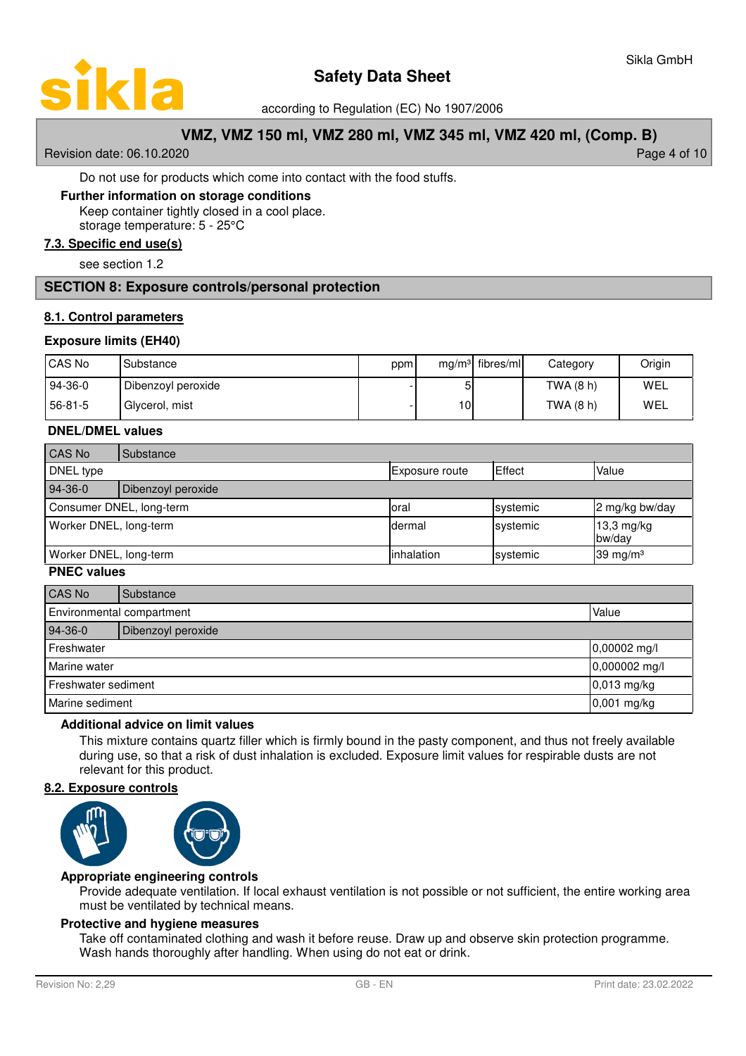Do not use for products which come into contact with the food stuffs.

**Further information on storage conditions**

Keep container tightly closed in a cool place.
storage temperature: 5 - 25°C

### 7.3. Specific end use(s)

see section 1.2

## SECTION 8: Exposure controls/personal protection

### 8.1. Control parameters

**Exposure limits (EH40)**

| CAS No | Substance | ppm | mg/m³ | fibres/ml | Category | Origin |
|---|---|---|---|---|---|---|
| 94-36-0 | Dibenzoyl peroxide | - | 5 | | TWA (8 h) | WEL |
| 56-81-5 | Glycerol, mist | - | 10 | | TWA (8 h) | WEL |

**DNEL/DMEL values**

| CAS No | Substance | | |
|---|---|---|---|
| DNEL type | Exposure route | Effect | Value |
| 94-36-0 | Dibenzoyl peroxide | | |
| Consumer DNEL, long-term | oral | systemic | 2 mg/kg bw/day |
| Worker DNEL, long-term | dermal | systemic | 13,3 mg/kg bw/day |
| Worker DNEL, long-term | inhalation | systemic | 39 mg/m³ |

**PNEC values**

| CAS No | Substance | |
|---|---|---|
| Environmental compartment | | Value |
| 94-36-0 | Dibenzoyl peroxide | |
| Freshwater | | 0,00002 mg/l |
| Marine water | | 0,000002 mg/l |
| Freshwater sediment | | 0,013 mg/kg |
| Marine sediment | | 0,001 mg/kg |

**Additional advice on limit values**

This mixture contains quartz filler which is firmly bound in the pasty component, and thus not freely available during use, so that a risk of dust inhalation is excluded. Exposure limit values for respirable dusts are not relevant for this product.

### 8.2. Exposure controls

**Appropriate engineering controls**

Provide adequate ventilation. If local exhaust ventilation is not possible or not sufficient, the entire working area must be ventilated by technical means.

**Protective and hygiene measures**

Take off contaminated clothing and wash it before reuse. Draw up and observe skin protection programme. Wash hands thoroughly after handling. When using do not eat or drink.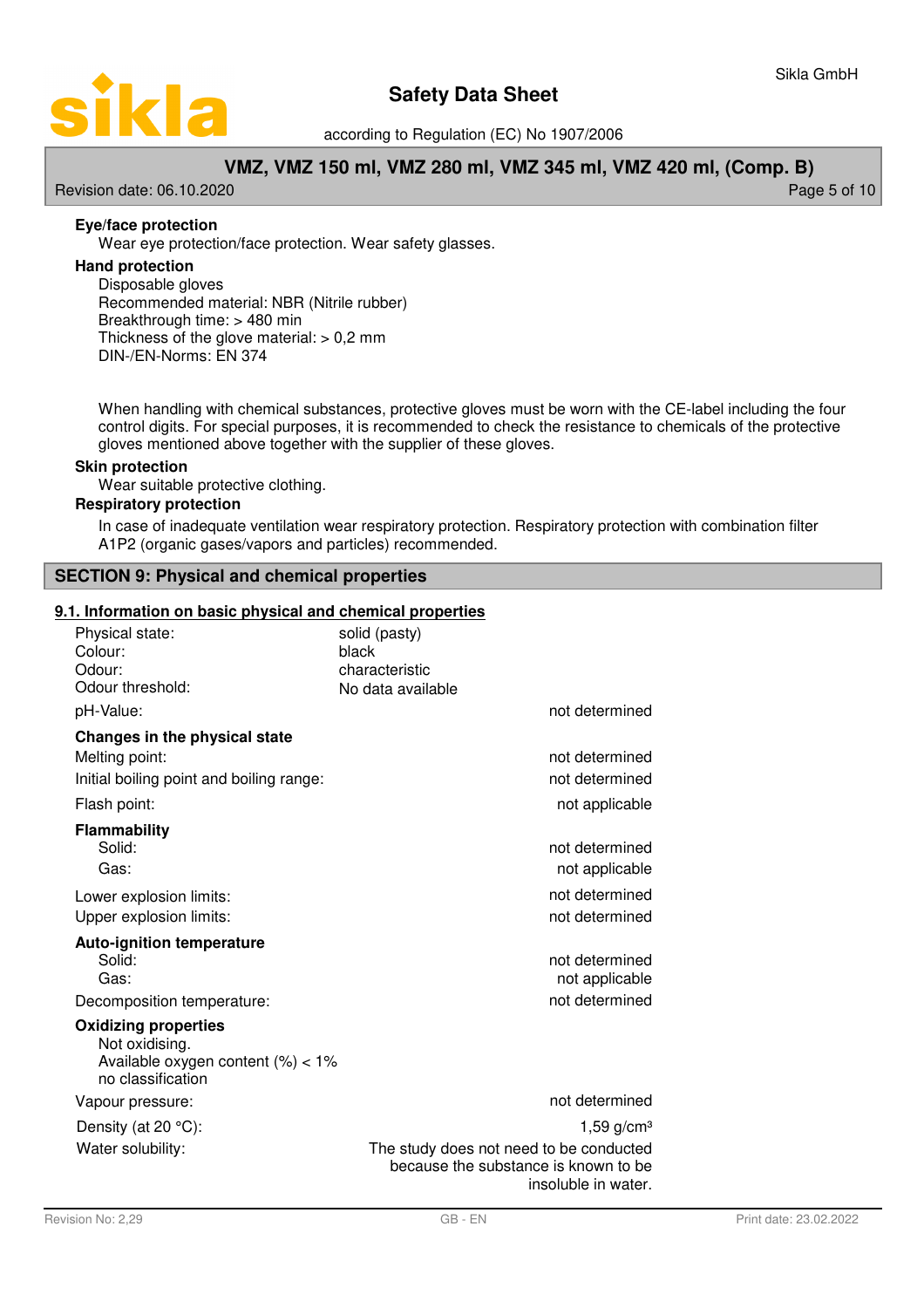**Eye/face protection**

Wear eye protection/face protection. Wear safety glasses.

**Hand protection**

Disposable gloves
Recommended material: NBR (Nitrile rubber)
Breakthrough time: > 480 min
Thickness of the glove material: > 0,2 mm
DIN-/EN-Norms: EN 374

When handling with chemical substances, protective gloves must be worn with the CE-label including the four control digits. For special purposes, it is recommended to check the resistance to chemicals of the protective gloves mentioned above together with the supplier of these gloves.

**Skin protection**

Wear suitable protective clothing.

**Respiratory protection**

In case of inadequate ventilation wear respiratory protection. Respiratory protection with combination filter A1P2 (organic gases/vapors and particles) recommended.

## SECTION 9: Physical and chemical properties

### 9.1. Information on basic physical and chemical properties

| | |
|---|---|
| Physical state: | solid (pasty) |
| Colour: | black |
| Odour: | characteristic |
| Odour threshold: | No data available |
| pH-Value: | not determined |
| **Changes in the physical state** | |
| Melting point: | not determined |
| Initial boiling point and boiling range: | not determined |
| Flash point: | not applicable |
| **Flammability** | |
| Solid: | not determined |
| Gas: | not applicable |
| Lower explosion limits: | not determined |
| Upper explosion limits: | not determined |
| **Auto-ignition temperature** | |
| Solid: | not determined |
| Gas: | not applicable |
| Decomposition temperature: | not determined |

**Oxidizing properties**

Not oxidising.
Available oxygen content (%) < 1%
no classification

| | |
|---|---|
| Vapour pressure: | not determined |
| Density (at 20 °C): | 1,59 g/cm³ |
| Water solubility: | The study does not need to be conducted because the substance is known to be insoluble in water. |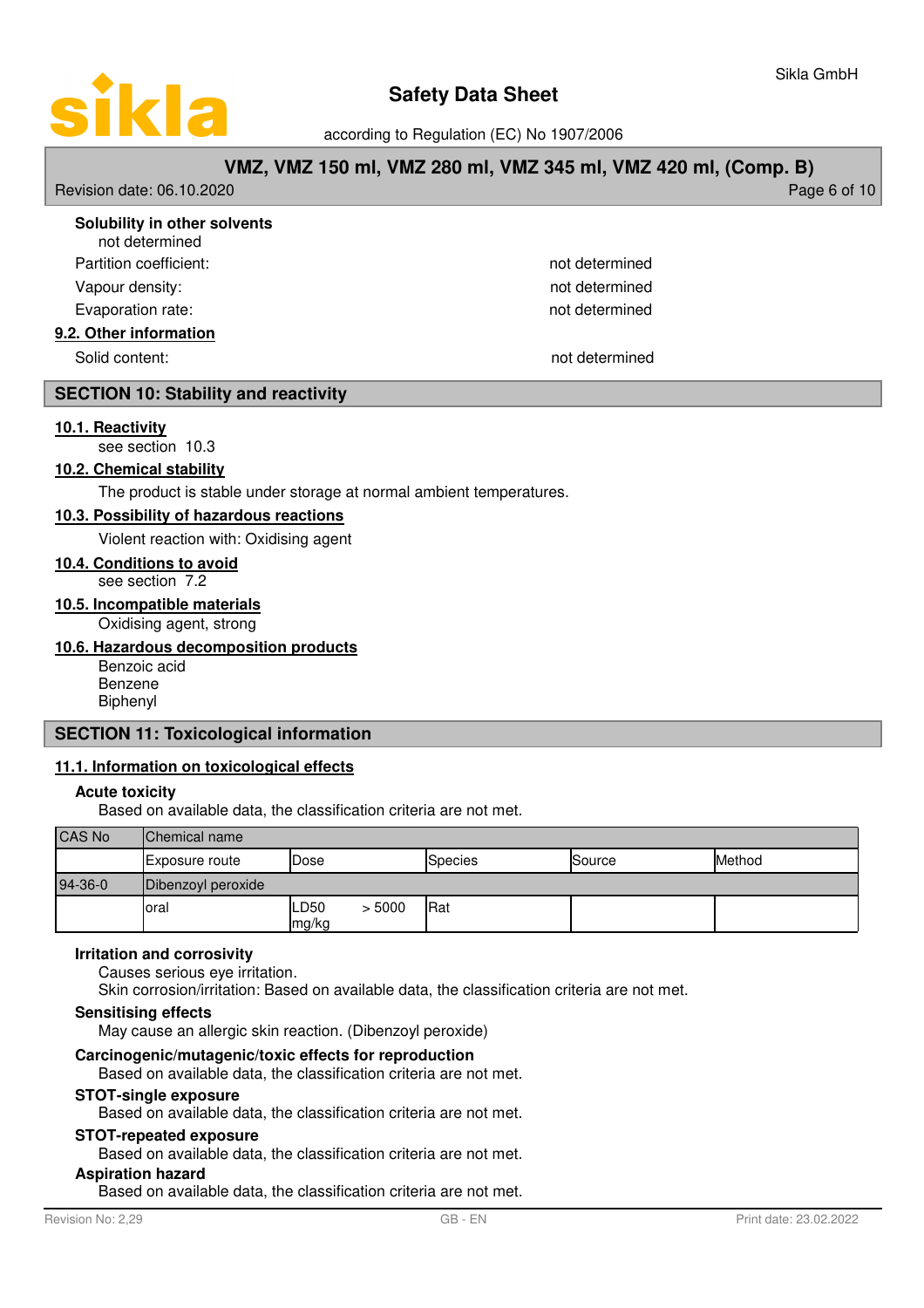**Solubility in other solvents**

not determined

Partition coefficient: not determined

Vapour density: not determined

Evaporation rate: not determined

### 9.2. Other information

Solid content: not determined

## SECTION 10: Stability and reactivity

### 10.1. Reactivity

see section 10.3

### 10.2. Chemical stability

The product is stable under storage at normal ambient temperatures.

### 10.3. Possibility of hazardous reactions

Violent reaction with: Oxidising agent

### 10.4. Conditions to avoid

see section 7.2

### 10.5. Incompatible materials

Oxidising agent, strong

### 10.6. Hazardous decomposition products

Benzoic acid
Benzene
Biphenyl

## SECTION 11: Toxicological information

### 11.1. Information on toxicological effects

**Acute toxicity**

Based on available data, the classification criteria are not met.

| CAS No | Chemical name | | | | |
|---|---|---|---|---|---|
| | Exposure route | Dose | Species | Source | Method |
| 94-36-0 | Dibenzoyl peroxide | | | | |
| | oral | LD50 > 5000 mg/kg | Rat | | |

**Irritation and corrosivity**

Causes serious eye irritation.
Skin corrosion/irritation: Based on available data, the classification criteria are not met.

**Sensitising effects**

May cause an allergic skin reaction. (Dibenzoyl peroxide)

**Carcinogenic/mutagenic/toxic effects for reproduction**

Based on available data, the classification criteria are not met.

**STOT-single exposure**

Based on available data, the classification criteria are not met.

**STOT-repeated exposure**

Based on available data, the classification criteria are not met.

**Aspiration hazard**

Based on available data, the classification criteria are not met.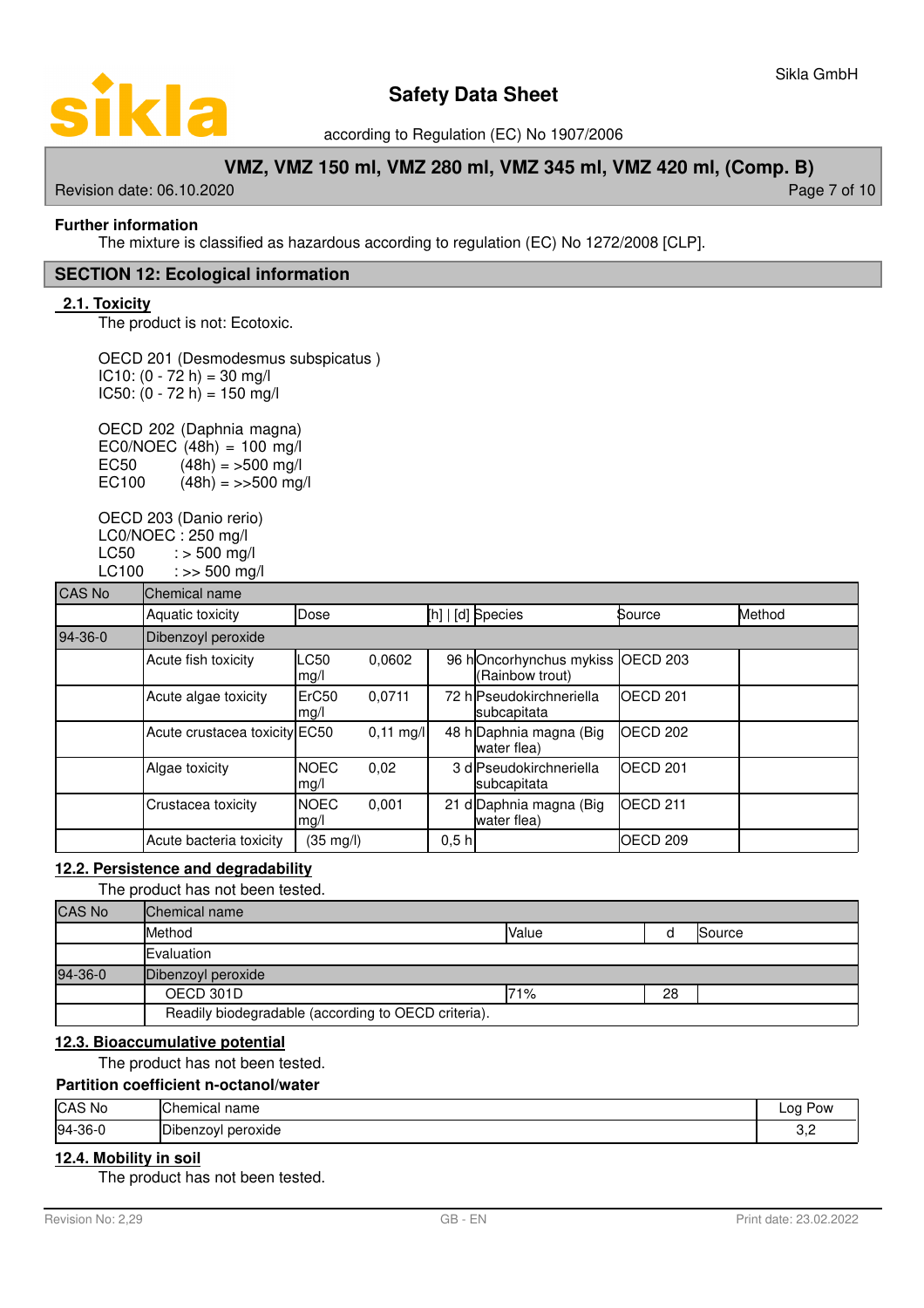**Further information**

The mixture is classified as hazardous according to regulation (EC) No 1272/2008 [CLP].

## SECTION 12: Ecological information

### 2.1. Toxicity

The product is not: Ecotoxic.

OECD 201 (Desmodesmus subspicatus )
IC10: (0 - 72 h) = 30 mg/l
IC50: (0 - 72 h) = 150 mg/l

OECD 202 (Daphnia magna)
EC0/NOEC (48h) = 100 mg/l
EC50 (48h) = >500 mg/l
EC100 (48h) = >>500 mg/l

OECD 203 (Danio rerio)
LC0/NOEC : 250 mg/l
LC50 : > 500 mg/l
LC100 : >> 500 mg/l

| CAS No | Chemical name | | | | | |
|---|---|---|---|---|---|---|
| | Aquatic toxicity | Dose | [h] \| [d] | Species | Source | Method |
| 94-36-0 | Dibenzoyl peroxide | | | | | |
| | Acute fish toxicity | LC50 0,0602 mg/l | 96 h | Oncorhynchus mykiss (Rainbow trout) | OECD 203 | |
| | Acute algae toxicity | ErC50 0,0711 mg/l | 72 h | Pseudokirchneriella subcapitata | OECD 201 | |
| | Acute crustacea toxicity | EC50 0,11 mg/l | 48 h | Daphnia magna (Big water flea) | OECD 202 | |
| | Algae toxicity | NOEC 0,02 mg/l | 3 d | Pseudokirchneriella subcapitata | OECD 201 | |
| | Crustacea toxicity | NOEC 0,001 mg/l | 21 d | Daphnia magna (Big water flea) | OECD 211 | |
| | Acute bacteria toxicity | (35 mg/l) | 0,5 h | | OECD 209 | |

### 12.2. Persistence and degradability

The product has not been tested.

| CAS No | Chemical name | | | |
|---|---|---|---|---|
| | Method | Value | d | Source |
| | Evaluation | | | |
| 94-36-0 | Dibenzoyl peroxide | | | |
| | OECD 301D | 71% | 28 | |
| | Readily biodegradable (according to OECD criteria). | | | |

### 12.3. Bioaccumulative potential

The product has not been tested.

**Partition coefficient n-octanol/water**

| CAS No | Chemical name | Log Pow |
|---|---|---|
| 94-36-0 | Dibenzoyl peroxide | 3,2 |

### 12.4. Mobility in soil

The product has not been tested.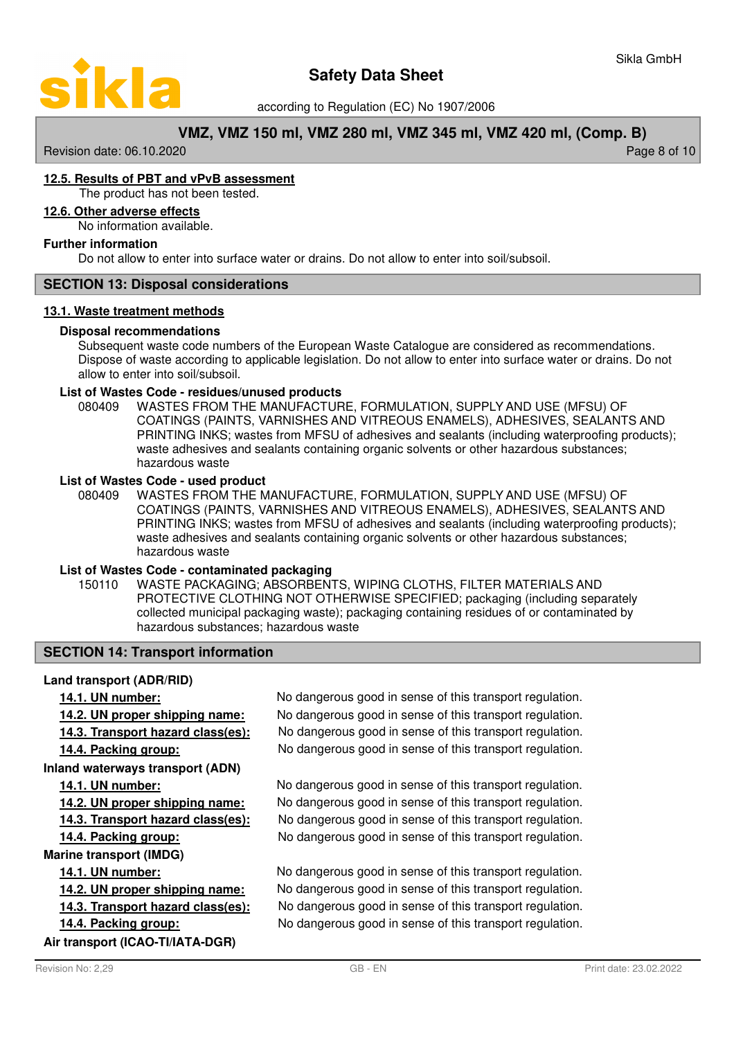### 12.5. Results of PBT and vPvB assessment

The product has not been tested.

### 12.6. Other adverse effects

No information available.

**Further information**

Do not allow to enter into surface water or drains. Do not allow to enter into soil/subsoil.

## SECTION 13: Disposal considerations

### 13.1. Waste treatment methods

**Disposal recommendations**

Subsequent waste code numbers of the European Waste Catalogue are considered as recommendations. Dispose of waste according to applicable legislation. Do not allow to enter into surface water or drains. Do not allow to enter into soil/subsoil.

**List of Wastes Code - residues/unused products**

080409 WASTES FROM THE MANUFACTURE, FORMULATION, SUPPLY AND USE (MFSU) OF COATINGS (PAINTS, VARNISHES AND VITREOUS ENAMELS), ADHESIVES, SEALANTS AND PRINTING INKS; wastes from MFSU of adhesives and sealants (including waterproofing products); waste adhesives and sealants containing organic solvents or other hazardous substances; hazardous waste

**List of Wastes Code - used product**

080409 WASTES FROM THE MANUFACTURE, FORMULATION, SUPPLY AND USE (MFSU) OF COATINGS (PAINTS, VARNISHES AND VITREOUS ENAMELS), ADHESIVES, SEALANTS AND PRINTING INKS; wastes from MFSU of adhesives and sealants (including waterproofing products); waste adhesives and sealants containing organic solvents or other hazardous substances; hazardous waste

**List of Wastes Code - contaminated packaging**

150110 WASTE PACKAGING; ABSORBENTS, WIPING CLOTHS, FILTER MATERIALS AND PROTECTIVE CLOTHING NOT OTHERWISE SPECIFIED; packaging (including separately collected municipal packaging waste); packaging containing residues of or contaminated by hazardous substances; hazardous waste

## SECTION 14: Transport information

**Land transport (ADR/RID)**

**14.1. UN number:** No dangerous good in sense of this transport regulation.
**14.2. UN proper shipping name:** No dangerous good in sense of this transport regulation.
**14.3. Transport hazard class(es):** No dangerous good in sense of this transport regulation.
**14.4. Packing group:** No dangerous good in sense of this transport regulation.

**Inland waterways transport (ADN)**

**14.1. UN number:** No dangerous good in sense of this transport regulation.
**14.2. UN proper shipping name:** No dangerous good in sense of this transport regulation.
**14.3. Transport hazard class(es):** No dangerous good in sense of this transport regulation.
**14.4. Packing group:** No dangerous good in sense of this transport regulation.

**Marine transport (IMDG)**

**14.1. UN number:** No dangerous good in sense of this transport regulation.
**14.2. UN proper shipping name:** No dangerous good in sense of this transport regulation.
**14.3. Transport hazard class(es):** No dangerous good in sense of this transport regulation.
**14.4. Packing group:** No dangerous good in sense of this transport regulation.

**Air transport (ICAO-TI/IATA-DGR)**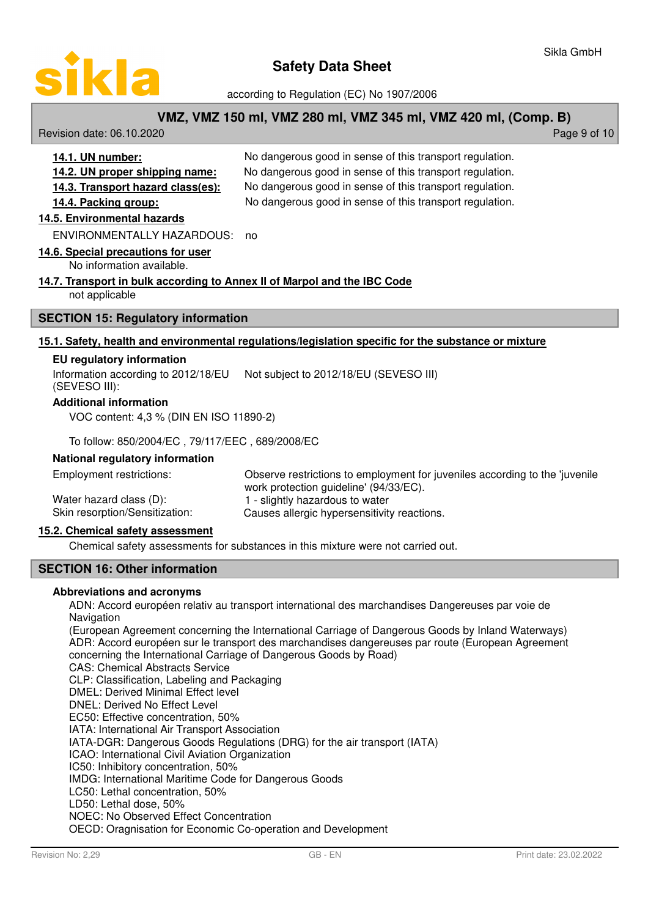**14.1. UN number:** No dangerous good in sense of this transport regulation.

**14.2. UN proper shipping name:** No dangerous good in sense of this transport regulation.

**14.3. Transport hazard class(es):** No dangerous good in sense of this transport regulation.

**14.4. Packing group:** No dangerous good in sense of this transport regulation.

**14.5. Environmental hazards**

ENVIRONMENTALLY HAZARDOUS: no

**14.6. Special precautions for user**

No information available.

**14.7. Transport in bulk according to Annex II of Marpol and the IBC Code**

not applicable

## SECTION 15: Regulatory information

**15.1. Safety, health and environmental regulations/legislation specific for the substance or mixture**

**EU regulatory information**

Information according to 2012/18/EU (SEVESO III): Not subject to 2012/18/EU (SEVESO III)

**Additional information**

VOC content: 4,3 % (DIN EN ISO 11890-2)

To follow: 850/2004/EC , 79/117/EEC , 689/2008/EC

**National regulatory information**

Employment restrictions: Observe restrictions to employment for juveniles according to the 'juvenile work protection guideline' (94/33/EC).

Water hazard class (D): 1 - slightly hazardous to water

Skin resorption/Sensitization: Causes allergic hypersensitivity reactions.

**15.2. Chemical safety assessment**

Chemical safety assessments for substances in this mixture were not carried out.

## SECTION 16: Other information

**Abbreviations and acronyms**

ADN: Accord européen relativ au transport international des marchandises Dangereuses par voie de Navigation
(European Agreement concerning the International Carriage of Dangerous Goods by Inland Waterways)
ADR: Accord européen sur le transport des marchandises dangereuses par route (European Agreement concerning the International Carriage of Dangerous Goods by Road)
CAS: Chemical Abstracts Service
CLP: Classification, Labeling and Packaging
DMEL: Derived Minimal Effect level
DNEL: Derived No Effect Level
EC50: Effective concentration, 50%
IATA: International Air Transport Association
IATA-DGR: Dangerous Goods Regulations (DRG) for the air transport (IATA)
ICAO: International Civil Aviation Organization
IC50: Inhibitory concentration, 50%
IMDG: International Maritime Code for Dangerous Goods
LC50: Lethal concentration, 50%
LD50: Lethal dose, 50%
NOEC: No Observed Effect Concentration
OECD: Oragnisation for Economic Co-operation and Development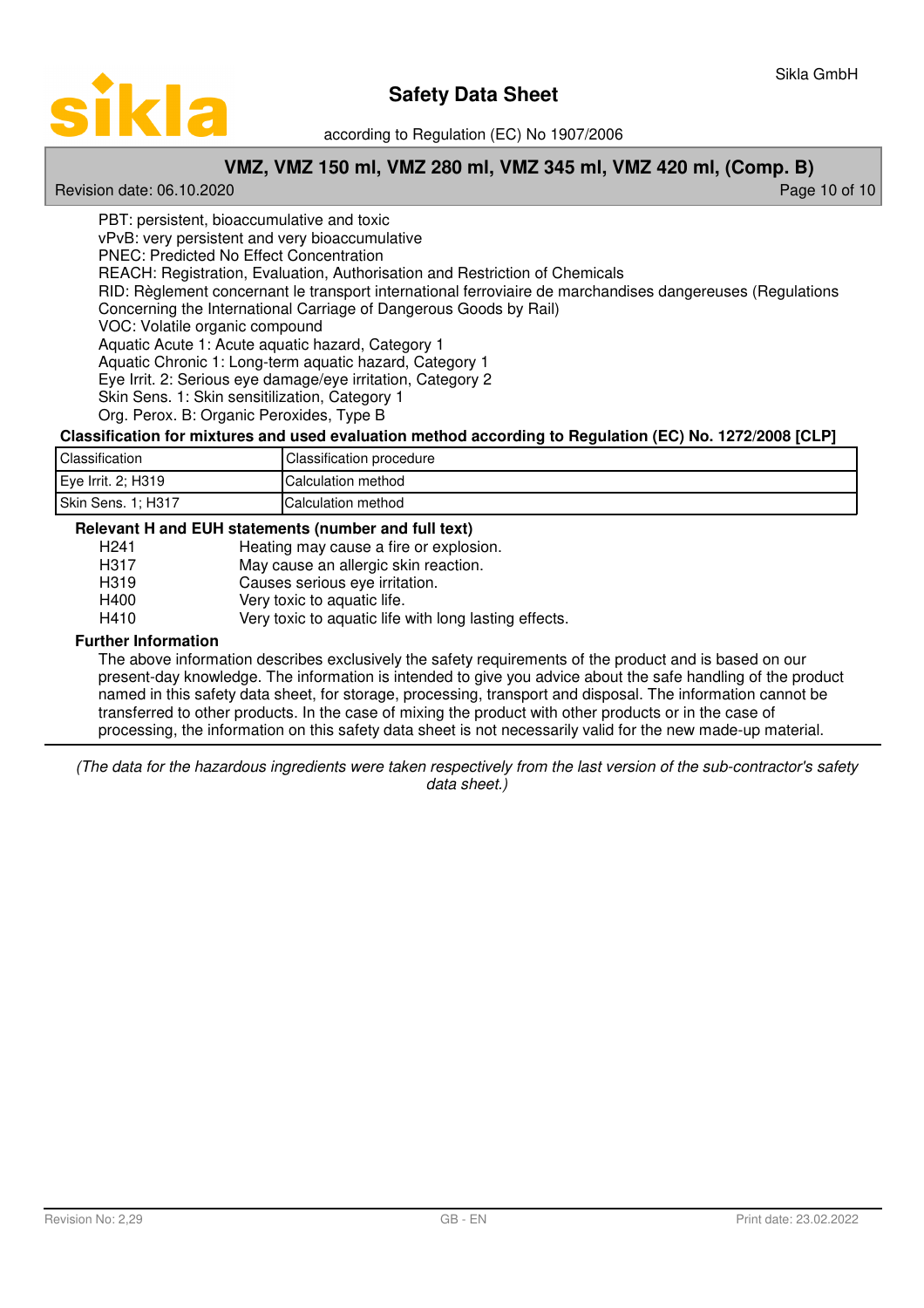PBT: persistent, bioaccumulative and toxic
vPvB: very persistent and very bioaccumulative
PNEC: Predicted No Effect Concentration
REACH: Registration, Evaluation, Authorisation and Restriction of Chemicals
RID: Règlement concernant le transport international ferroviaire de marchandises dangereuses (Regulations Concerning the International Carriage of Dangerous Goods by Rail)
VOC: Volatile organic compound
Aquatic Acute 1: Acute aquatic hazard, Category 1
Aquatic Chronic 1: Long-term aquatic hazard, Category 1
Eye Irrit. 2: Serious eye damage/eye irritation, Category 2
Skin Sens. 1: Skin sensitilization, Category 1
Org. Perox. B: Organic Peroxides, Type B

**Classification for mixtures and used evaluation method according to Regulation (EC) No. 1272/2008 [CLP]**

| Classification | Classification procedure |
| --- | --- |
| Eye Irrit. 2; H319 | Calculation method |
| Skin Sens. 1; H317 | Calculation method |

**Relevant H and EUH statements (number and full text)**

| | |
| --- | --- |
| H241 | Heating may cause a fire or explosion. |
| H317 | May cause an allergic skin reaction. |
| H319 | Causes serious eye irritation. |
| H400 | Very toxic to aquatic life. |
| H410 | Very toxic to aquatic life with long lasting effects. |

**Further Information**

The above information describes exclusively the safety requirements of the product and is based on our present-day knowledge. The information is intended to give you advice about the safe handling of the product named in this safety data sheet, for storage, processing, transport and disposal. The information cannot be transferred to other products. In the case of mixing the product with other products or in the case of processing, the information on this safety data sheet is not necessarily valid for the new made-up material.

*(The data for the hazardous ingredients were taken respectively from the last version of the sub-contractor's safety data sheet.)*